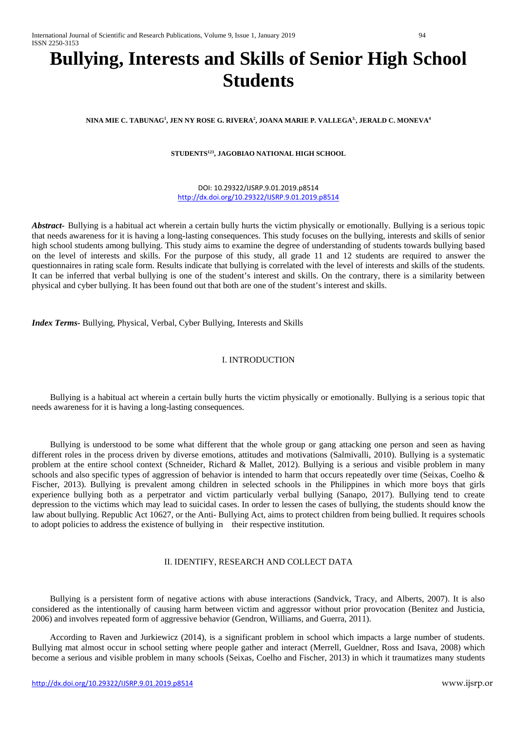# Bullying, Interests and Skills of Senior High School Students

**NINA MIE C. TABUNAG[1], JEN NY ROSE G. RIVERA[2], JOANA MARIE P. VALLEGA[3], JERALD C. MONEVA[4]**

**STUDENTS[123], JAGOBIAO NATIONAL HIGH SCHOOL**

DOI: 10.29322/IJSRP.9.01.2019.p8514
http://dx.doi.org/10.29322/IJSRP.9.01.2019.p8514

***Abstract-*** Bullying is a habitual act wherein a certain bully hurts the victim physically or emotionally. Bullying is a serious topic that needs awareness for it is having a long-lasting consequences. This study focuses on the bullying, interests and skills of senior high school students among bullying. This study aims to examine the degree of understanding of students towards bullying based on the level of interests and skills. For the purpose of this study, all grade 11 and 12 students are required to answer the questionnaires in rating scale form. Results indicate that bullying is correlated with the level of interests and skills of the students. It can be inferred that verbal bullying is one of the student's interest and skills. On the contrary, there is a similarity between physical and cyber bullying. It has been found out that both are one of the student's interest and skills.

***Index Terms-*** Bullying, Physical, Verbal, Cyber Bullying, Interests and Skills

## I. INTRODUCTION

Bullying is a habitual act wherein a certain bully hurts the victim physically or emotionally. Bullying is a serious topic that needs awareness for it is having a long-lasting consequences.

Bullying is understood to be some what different that the whole group or gang attacking one person and seen as having different roles in the process driven by diverse emotions, attitudes and motivations (Salmivalli, 2010). Bullying is a systematic problem at the entire school context (Schneider, Richard & Mallet, 2012). Bullying is a serious and visible problem in many schools and also specific types of aggression of behavior is intended to harm that occurs repeatedly over time (Seixas, Coelho & Fischer, 2013). Bullying is prevalent among children in selected schools in the Philippines in which more boys that girls experience bullying both as a perpetrator and victim particularly verbal bullying (Sanapo, 2017). Bullying tend to create depression to the victims which may lead to suicidal cases. In order to lessen the cases of bullying, the students should know the law about bullying. Republic Act 10627, or the Anti- Bullying Act, aims to protect children from being bullied. It requires schools to adopt policies to address the existence of bullying in their respective institution.

## II. IDENTIFY, RESEARCH AND COLLECT DATA

Bullying is a persistent form of negative actions with abuse interactions (Sandvick, Tracy, and Alberts, 2007). It is also considered as the intentionally of causing harm between victim and aggressor without prior provocation (Benitez and Justicia, 2006) and involves repeated form of aggressive behavior (Gendron, Williams, and Guerra, 2011).

According to Raven and Jurkiewicz (2014), is a significant problem in school which impacts a large number of students. Bullying mat almost occur in school setting where people gather and interact (Merrell, Gueldner, Ross and Isava, 2008) which become a serious and visible problem in many schools (Seixas, Coelho and Fischer, 2013) in which it traumatizes many students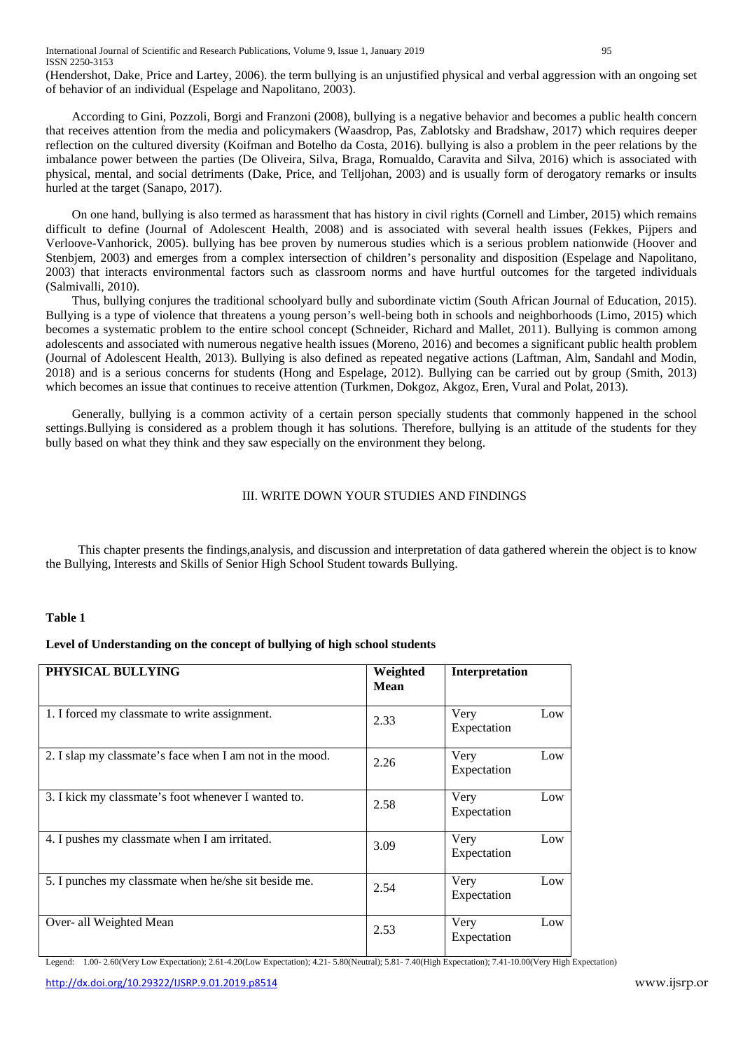(Hendershot, Dake, Price and Lartey, 2006). the term bullying is an unjustified physical and verbal aggression with an ongoing set of behavior of an individual (Espelage and Napolitano, 2003).

According to Gini, Pozzoli, Borgi and Franzoni (2008), bullying is a negative behavior and becomes a public health concern that receives attention from the media and policymakers (Waasdrop, Pas, Zablotsky and Bradshaw, 2017) which requires deeper reflection on the cultured diversity (Koifman and Botelho da Costa, 2016). bullying is also a problem in the peer relations by the imbalance power between the parties (De Oliveira, Silva, Braga, Romualdo, Caravita and Silva, 2016) which is associated with physical, mental, and social detriments (Dake, Price, and Telljohan, 2003) and is usually form of derogatory remarks or insults hurled at the target (Sanapo, 2017).

On one hand, bullying is also termed as harassment that has history in civil rights (Cornell and Limber, 2015) which remains difficult to define (Journal of Adolescent Health, 2008) and is associated with several health issues (Fekkes, Pijpers and Verloove-Vanhorick, 2005). bullying has bee proven by numerous studies which is a serious problem nationwide (Hoover and Stenbjem, 2003) and emerges from a complex intersection of children's personality and disposition (Espelage and Napolitano, 2003) that interacts environmental factors such as classroom norms and have hurtful outcomes for the targeted individuals (Salmivalli, 2010).

Thus, bullying conjures the traditional schoolyard bully and subordinate victim (South African Journal of Education, 2015). Bullying is a type of violence that threatens a young person's well-being both in schools and neighborhoods (Limo, 2015) which becomes a systematic problem to the entire school concept (Schneider, Richard and Mallet, 2011). Bullying is common among adolescents and associated with numerous negative health issues (Moreno, 2016) and becomes a significant public health problem (Journal of Adolescent Health, 2013). Bullying is also defined as repeated negative actions (Laftman, Alm, Sandahl and Modin, 2018) and is a serious concerns for students (Hong and Espelage, 2012). Bullying can be carried out by group (Smith, 2013) which becomes an issue that continues to receive attention (Turkmen, Dokgoz, Akgoz, Eren, Vural and Polat, 2013).

Generally, bullying is a common activity of a certain person specially students that commonly happened in the school settings.Bullying is considered as a problem though it has solutions. Therefore, bullying is an attitude of the students for they bully based on what they think and they saw especially on the environment they belong.

## III. WRITE DOWN YOUR STUDIES AND FINDINGS

This chapter presents the findings,analysis, and discussion and interpretation of data gathered wherein the object is to know the Bullying, Interests and Skills of Senior High School Student towards Bullying.

**Table 1**

**Level of Understanding on the concept of bullying of high school students**

| PHYSICAL BULLYING | Weighted Mean | Interpretation |
|---|---|---|
| 1. I forced my classmate to write assignment. | 2.33 | Very Low Expectation |
| 2. I slap my classmate's face when I am not in the mood. | 2.26 | Very Low Expectation |
| 3. I kick my classmate's foot whenever I wanted to. | 2.58 | Very Low Expectation |
| 4. I pushes my classmate when I am irritated. | 3.09 | Very Low Expectation |
| 5. I punches my classmate when he/she sit beside me. | 2.54 | Very Low Expectation |
| Over- all Weighted Mean | 2.53 | Very Low Expectation |

Legend: 1.00- 2.60(Very Low Expectation); 2.61-4.20(Low Expectation); 4.21- 5.80(Neutral); 5.81- 7.40(High Expectation); 7.41-10.00(Very High Expectation)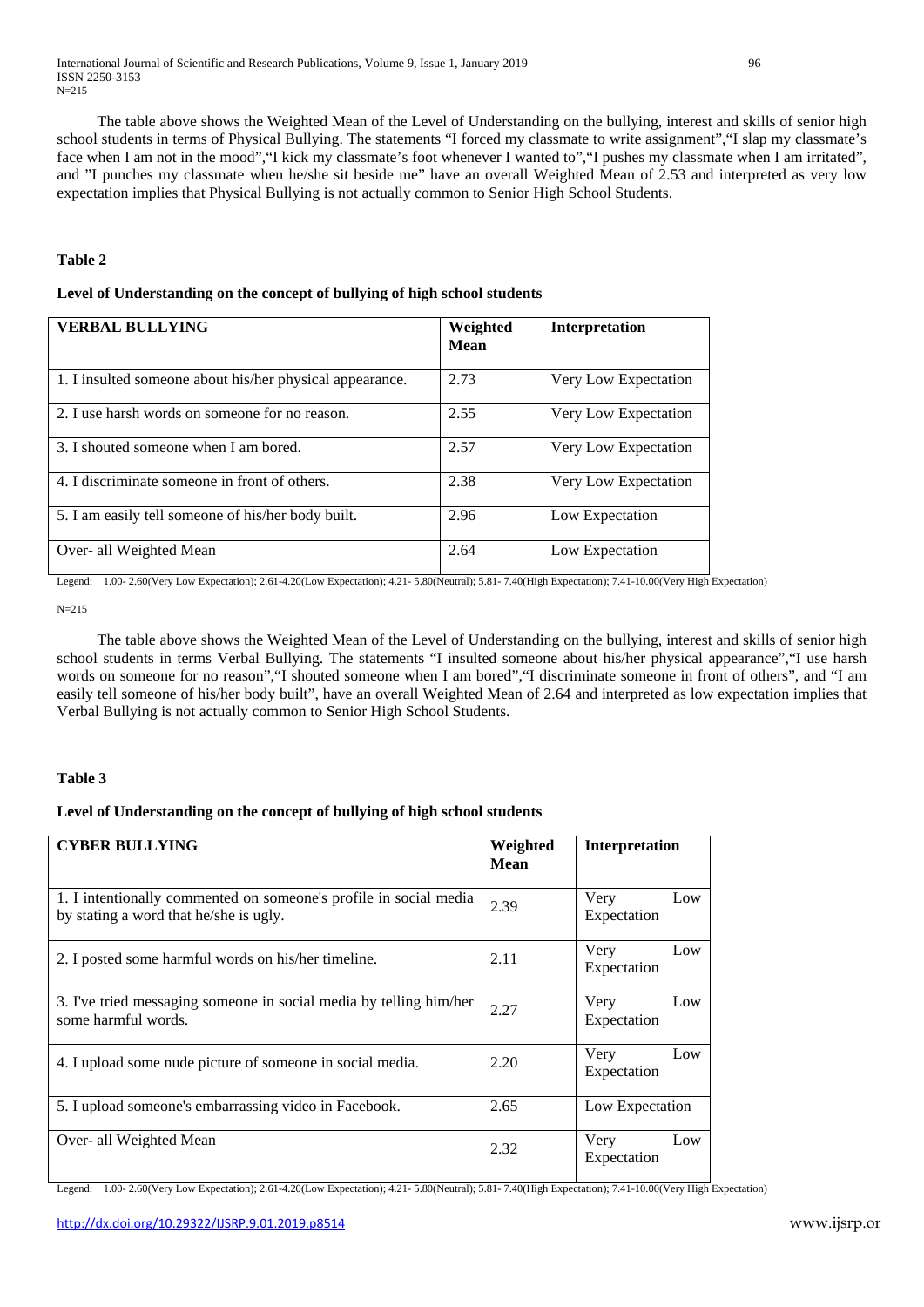N=215

The table above shows the Weighted Mean of the Level of Understanding on the bullying, interest and skills of senior high school students in terms of Physical Bullying. The statements "I forced my classmate to write assignment","I slap my classmate's face when I am not in the mood","I kick my classmate's foot whenever I wanted to","I pushes my classmate when I am irritated", and "I punches my classmate when he/she sit beside me" have an overall Weighted Mean of 2.53 and interpreted as very low expectation implies that Physical Bullying is not actually common to Senior High School Students.

**Table 2**

**Level of Understanding on the concept of bullying of high school students**

| VERBAL BULLYING | Weighted Mean | Interpretation |
|---|---|---|
| 1. I insulted someone about his/her physical appearance. | 2.73 | Very Low Expectation |
| 2. I use harsh words on someone for no reason. | 2.55 | Very Low Expectation |
| 3. I shouted someone when I am bored. | 2.57 | Very Low Expectation |
| 4. I discriminate someone in front of others. | 2.38 | Very Low Expectation |
| 5. I am easily tell someone of his/her body built. | 2.96 | Low Expectation |
| Over- all Weighted Mean | 2.64 | Low Expectation |

Legend: 1.00- 2.60(Very Low Expectation); 2.61-4.20(Low Expectation); 4.21- 5.80(Neutral); 5.81- 7.40(High Expectation); 7.41-10.00(Very High Expectation)

N=215

The table above shows the Weighted Mean of the Level of Understanding on the bullying, interest and skills of senior high school students in terms Verbal Bullying. The statements "I insulted someone about his/her physical appearance","I use harsh words on someone for no reason","I shouted someone when I am bored","I discriminate someone in front of others", and "I am easily tell someone of his/her body built", have an overall Weighted Mean of 2.64 and interpreted as low expectation implies that Verbal Bullying is not actually common to Senior High School Students.

**Table 3**

**Level of Understanding on the concept of bullying of high school students**

| CYBER BULLYING | Weighted Mean | Interpretation |
|---|---|---|
| 1. I intentionally commented on someone's profile in social media by stating a word that he/she is ugly. | 2.39 | Very Low Expectation |
| 2. I posted some harmful words on his/her timeline. | 2.11 | Very Low Expectation |
| 3. I've tried messaging someone in social media by telling him/her some harmful words. | 2.27 | Very Low Expectation |
| 4. I upload some nude picture of someone in social media. | 2.20 | Very Low Expectation |
| 5. I upload someone's embarrassing video in Facebook. | 2.65 | Low Expectation |
| Over- all Weighted Mean | 2.32 | Very Low Expectation |

Legend: 1.00- 2.60(Very Low Expectation); 2.61-4.20(Low Expectation); 4.21- 5.80(Neutral); 5.81- 7.40(High Expectation); 7.41-10.00(Very High Expectation)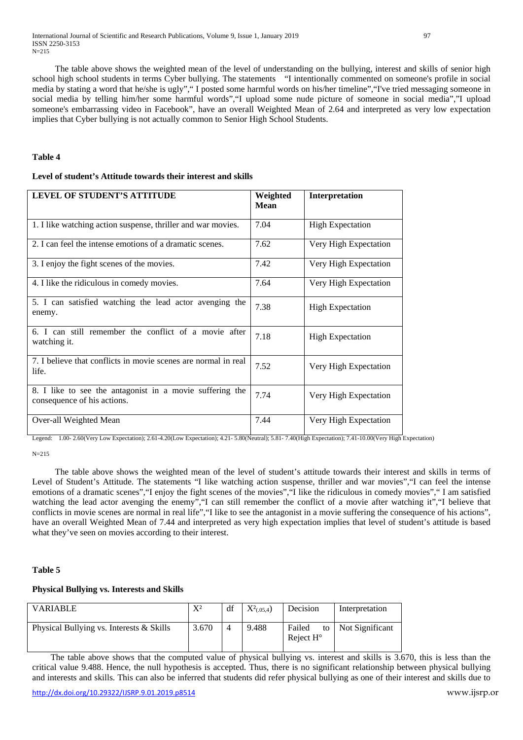N=215

The table above shows the weighted mean of the level of understanding on the bullying, interest and skills of senior high school high school students in terms Cyber bullying. The statements "I intentionally commented on someone's profile in social media by stating a word that he/she is ugly"," I posted some harmful words on his/her timeline","I've tried messaging someone in social media by telling him/her some harmful words","I upload some nude picture of someone in social media","I upload someone's embarrassing video in Facebook", have an overall Weighted Mean of 2.64 and interpreted as very low expectation implies that Cyber bullying is not actually common to Senior High School Students.

**Table 4**

**Level of student's Attitude towards their interest and skills**

| LEVEL OF STUDENT'S ATTITUDE | Weighted Mean | Interpretation |
|---|---|---|
| 1. I like watching action suspense, thriller and war movies. | 7.04 | High Expectation |
| 2. I can feel the intense emotions of a dramatic scenes. | 7.62 | Very High Expectation |
| 3. I enjoy the fight scenes of the movies. | 7.42 | Very High Expectation |
| 4. I like the ridiculous in comedy movies. | 7.64 | Very High Expectation |
| 5. I can satisfied watching the lead actor avenging the enemy. | 7.38 | High Expectation |
| 6. I can still remember the conflict of a movie after watching it. | 7.18 | High Expectation |
| 7. I believe that conflicts in movie scenes are normal in real life. | 7.52 | Very High Expectation |
| 8. I like to see the antagonist in a movie suffering the consequence of his actions. | 7.74 | Very High Expectation |
| Over-all Weighted Mean | 7.44 | Very High Expectation |

Legend: 1.00- 2.60(Very Low Expectation); 2.61-4.20(Low Expectation); 4.21- 5.80(Neutral); 5.81- 7.40(High Expectation); 7.41-10.00(Very High Expectation)

N=215

The table above shows the weighted mean of the level of student's attitude towards their interest and skills in terms of Level of Student's Attitude. The statements "I like watching action suspense, thriller and war movies","I can feel the intense emotions of a dramatic scenes","I enjoy the fight scenes of the movies","I like the ridiculous in comedy movies"," I am satisfied watching the lead actor avenging the enemy","I can still remember the conflict of a movie after watching it","I believe that conflicts in movie scenes are normal in real life","I like to see the antagonist in a movie suffering the consequence of his actions", have an overall Weighted Mean of 7.44 and interpreted as very high expectation implies that level of student's attitude is based what they've seen on movies according to their interest.

**Table 5**

**Physical Bullying vs. Interests and Skills**

| VARIABLE | $X^2$ | df | $X^2_{(.05,4)}$ | Decision | Interpretation |
|---|---|---|---|---|---|
| Physical Bullying vs. Interests & Skills | 3.670 | 4 | 9.488 | Failed to Reject H° | Not Significant |

The table above shows that the computed value of physical bullying vs. interest and skills is 3.670, this is less than the critical value 9.488. Hence, the null hypothesis is accepted. Thus, there is no significant relationship between physical bullying and interests and skills. This can also be inferred that students did refer physical bullying as one of their interest and skills due to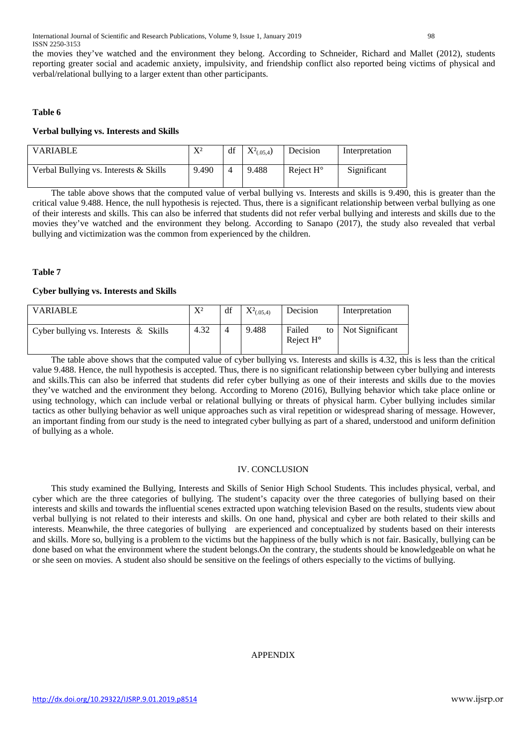the movies they've watched and the environment they belong. According to Schneider, Richard and Mallet (2012), students reporting greater social and academic anxiety, impulsivity, and friendship conflict also reported being victims of physical and verbal/relational bullying to a larger extent than other participants.

**Table 6**

**Verbal bullying vs. Interests and Skills**

| VARIABLE | $X^2$ | df | $X^2_{(.05,4)}$ | Decision | Interpretation |
|---|---|---|---|---|---|
| Verbal Bullying vs. Interests & Skills | 9.490 | 4 | 9.488 | Reject H° | Significant |

The table above shows that the computed value of verbal bullying vs. Interests and skills is 9.490, this is greater than the critical value 9.488. Hence, the null hypothesis is rejected. Thus, there is a significant relationship between verbal bullying as one of their interests and skills. This can also be inferred that students did not refer verbal bullying and interests and skills due to the movies they've watched and the environment they belong. According to Sanapo (2017), the study also revealed that verbal bullying and victimization was the common from experienced by the children.

**Table 7**

**Cyber bullying vs. Interests and Skills**

| VARIABLE | $X^2$ | df | $X^2_{(.05,4)}$ | Decision | Interpretation |
|---|---|---|---|---|---|
| Cyber bullying vs. Interests & Skills | 4.32 | 4 | 9.488 | Failed to Reject H° | Not Significant |

The table above shows that the computed value of cyber bullying vs. Interests and skills is 4.32, this is less than the critical value 9.488. Hence, the null hypothesis is accepted. Thus, there is no significant relationship between cyber bullying and interests and skills.This can also be inferred that students did refer cyber bullying as one of their interests and skills due to the movies they've watched and the environment they belong. According to Moreno (2016), Bullying behavior which take place online or using technology, which can include verbal or relational bullying or threats of physical harm. Cyber bullying includes similar tactics as other bullying behavior as well unique approaches such as viral repetition or widespread sharing of message. However, an important finding from our study is the need to integrated cyber bullying as part of a shared, understood and uniform definition of bullying as a whole.

## IV. CONCLUSION

This study examined the Bullying, Interests and Skills of Senior High School Students. This includes physical, verbal, and cyber which are the three categories of bullying. The student's capacity over the three categories of bullying based on their interests and skills and towards the influential scenes extracted upon watching television Based on the results, students view about verbal bullying is not related to their interests and skills. On one hand, physical and cyber are both related to their skills and interests. Meanwhile, the three categories of bullying are experienced and conceptualized by students based on their interests and skills. More so, bullying is a problem to the victims but the happiness of the bully which is not fair. Basically, bullying can be done based on what the environment where the student belongs.On the contrary, the students should be knowledgeable on what he or she seen on movies. A student also should be sensitive on the feelings of others especially to the victims of bullying.

## APPENDIX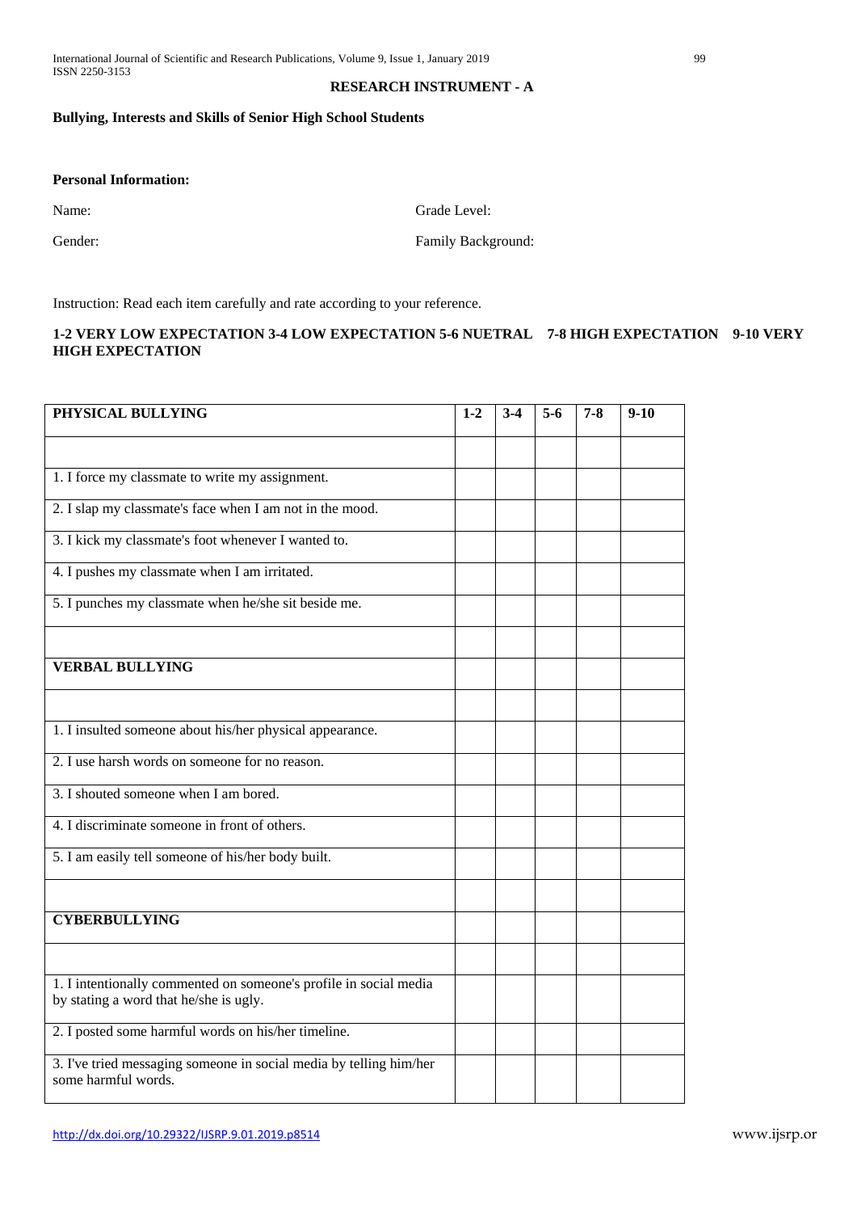## RESEARCH INSTRUMENT - A

**Bullying, Interests and Skills of Senior High School Students**

**Personal Information:**

Name: Grade Level:

Gender: Family Background:

Instruction: Read each item carefully and rate according to your reference.

**1-2 VERY LOW EXPECTATION 3-4 LOW EXPECTATION 5-6 NUETRAL 7-8 HIGH EXPECTATION 9-10 VERY HIGH EXPECTATION**

| PHYSICAL BULLYING | 1-2 | 3-4 | 5-6 | 7-8 | 9-10 |
|---|---|---|---|---|---|
| | | | | | |
| 1. I force my classmate to write my assignment. | | | | | |
| 2. I slap my classmate's face when I am not in the mood. | | | | | |
| 3. I kick my classmate's foot whenever I wanted to. | | | | | |
| 4. I pushes my classmate when I am irritated. | | | | | |
| 5. I punches my classmate when he/she sit beside me. | | | | | |
| | | | | | |
| **VERBAL BULLYING** | | | | | |
| | | | | | |
| 1. I insulted someone about his/her physical appearance. | | | | | |
| 2. I use harsh words on someone for no reason. | | | | | |
| 3. I shouted someone when I am bored. | | | | | |
| 4. I discriminate someone in front of others. | | | | | |
| 5. I am easily tell someone of his/her body built. | | | | | |
| | | | | | |
| **CYBERBULLYING** | | | | | |
| | | | | | |
| 1. I intentionally commented on someone's profile in social media by stating a word that he/she is ugly. | | | | | |
| 2. I posted some harmful words on his/her timeline. | | | | | |
| 3. I've tried messaging someone in social media by telling him/her some harmful words. | | | | | |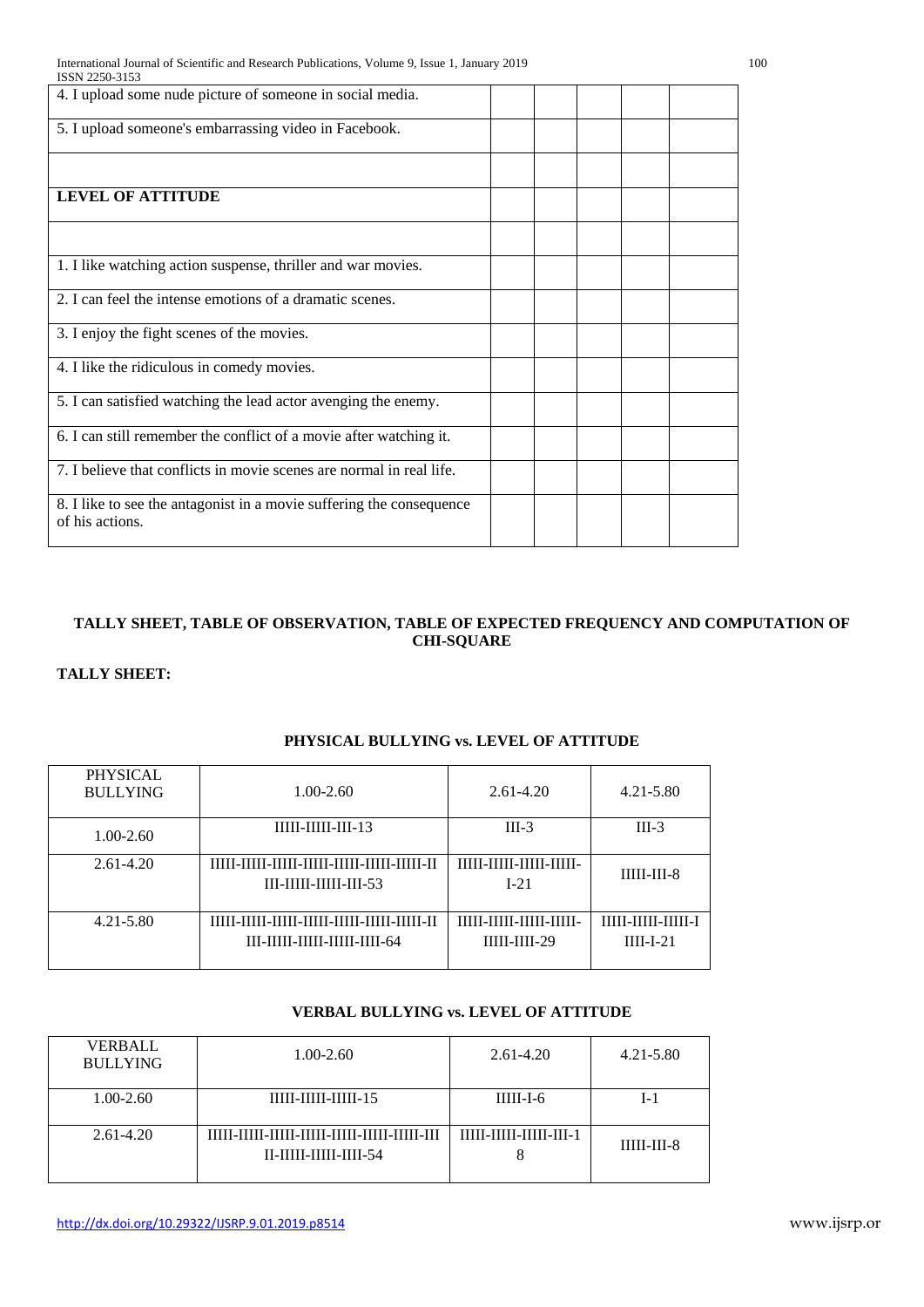| | | | | | |
|---|---|---|---|---|---|
| 4. I upload some nude picture of someone in social media. | | | | | |
| 5. I upload someone's embarrassing video in Facebook. | | | | | |
| | | | | | |
| **LEVEL OF ATTITUDE** | | | | | |
| | | | | | |
| 1. I like watching action suspense, thriller and war movies. | | | | | |
| 2. I can feel the intense emotions of a dramatic scenes. | | | | | |
| 3. I enjoy the fight scenes of the movies. | | | | | |
| 4. I like the ridiculous in comedy movies. | | | | | |
| 5. I can satisfied watching the lead actor avenging the enemy. | | | | | |
| 6. I can still remember the conflict of a movie after watching it. | | | | | |
| 7. I believe that conflicts in movie scenes are normal in real life. | | | | | |
| 8. I like to see the antagonist in a movie suffering the consequence of his actions. | | | | | |

**TALLY SHEET, TABLE OF OBSERVATION, TABLE OF EXPECTED FREQUENCY AND COMPUTATION OF CHI-SQUARE**

**TALLY SHEET:**

**PHYSICAL BULLYING vs. LEVEL OF ATTITUDE**

| PHYSICAL BULLYING | 1.00-2.60 | 2.61-4.20 | 4.21-5.80 |
|---|---|---|---|
| 1.00-2.60 | IIIII-IIIII-III-13 | III-3 | III-3 |
| 2.61-4.20 | IIIII-IIIII-IIIII-IIIII-IIIII-IIIII-IIIII-II III-IIIII-IIIII-III-53 | IIIII-IIIII-IIIII-IIIII-I-21 | IIIII-III-8 |
| 4.21-5.80 | IIIII-IIIII-IIIII-IIIII-IIIII-IIIII-IIIII-II III-IIIII-IIIII-IIIII-IIII-64 | IIIII-IIIII-IIIII-IIIII-IIIII-IIII-29 | IIIII-IIIII-IIIII-I IIII-I-21 |

**VERBAL BULLYING vs. LEVEL OF ATTITUDE**

| VERBALL BULLYING | 1.00-2.60 | 2.61-4.20 | 4.21-5.80 |
|---|---|---|---|
| 1.00-2.60 | IIIII-IIIII-IIIII-15 | IIIII-I-6 | I-1 |
| 2.61-4.20 | IIIII-IIIII-IIIII-IIIII-IIIII-IIIII-IIIII-III II-IIIII-IIIII-IIII-54 | IIIII-IIIII-IIIII-III-18 | IIIII-III-8 |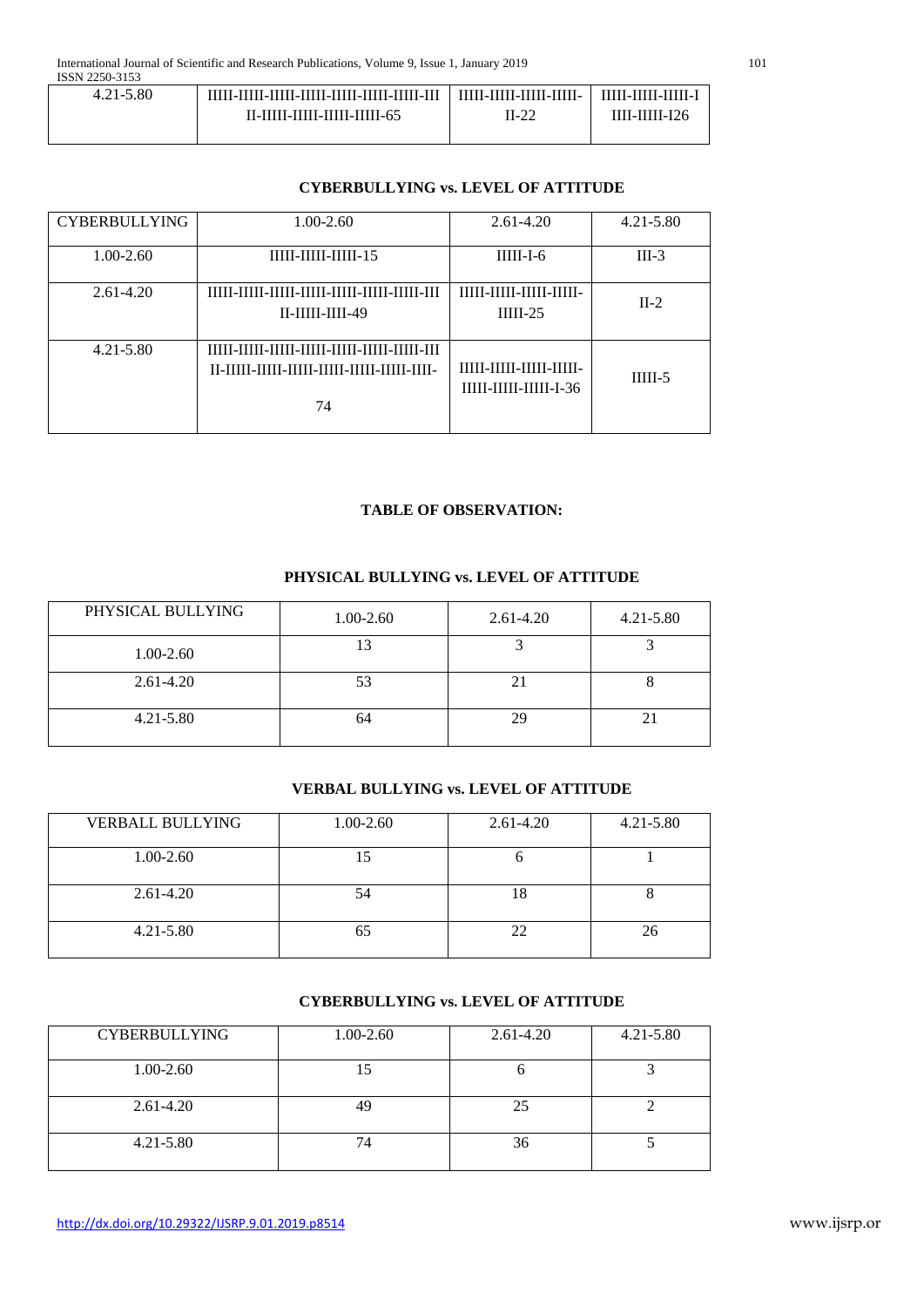| 4.21-5.80 | IIIII-IIIII-IIIII-IIIII-IIIII-IIIII-IIIII-III II-IIIII-IIIII-IIIII-IIIII-65 | IIIII-IIIII-IIIII-IIIII-II-22 | IIIII-IIIII-IIIII-I IIII-IIIII-I26 |
|---|---|---|---|

**CYBERBULLYING vs. LEVEL OF ATTITUDE**

| CYBERBULLYING | 1.00-2.60 | 2.61-4.20 | 4.21-5.80 |
|---|---|---|---|
| 1.00-2.60 | IIIII-IIIII-IIIII-15 | IIIII-I-6 | III-3 |
| 2.61-4.20 | IIIII-IIIII-IIIII-IIIII-IIIII-IIIII-IIIII-III II-IIIII-IIII-49 | IIIII-IIIII-IIIII-IIIII-IIIII-25 | II-2 |
| 4.21-5.80 | IIIII-IIIII-IIIII-IIIII-IIIII-IIIII-IIIII-III II-IIIII-IIIII-IIIII-IIIII-IIIII-IIIII-IIII-74 | IIIII-IIIII-IIIII-IIIII-IIIII-IIIII-IIIII-I-36 | IIIII-5 |

**TABLE OF OBSERVATION:**

**PHYSICAL BULLYING vs. LEVEL OF ATTITUDE**

| PHYSICAL BULLYING | 1.00-2.60 | 2.61-4.20 | 4.21-5.80 |
|---|---|---|---|
| 1.00-2.60 | 13 | 3 | 3 |
| 2.61-4.20 | 53 | 21 | 8 |
| 4.21-5.80 | 64 | 29 | 21 |

**VERBAL BULLYING vs. LEVEL OF ATTITUDE**

| VERBALL BULLYING | 1.00-2.60 | 2.61-4.20 | 4.21-5.80 |
|---|---|---|---|
| 1.00-2.60 | 15 | 6 | 1 |
| 2.61-4.20 | 54 | 18 | 8 |
| 4.21-5.80 | 65 | 22 | 26 |

**CYBERBULLYING vs. LEVEL OF ATTITUDE**

| CYBERBULLYING | 1.00-2.60 | 2.61-4.20 | 4.21-5.80 |
|---|---|---|---|
| 1.00-2.60 | 15 | 6 | 3 |
| 2.61-4.20 | 49 | 25 | 2 |
| 4.21-5.80 | 74 | 36 | 5 |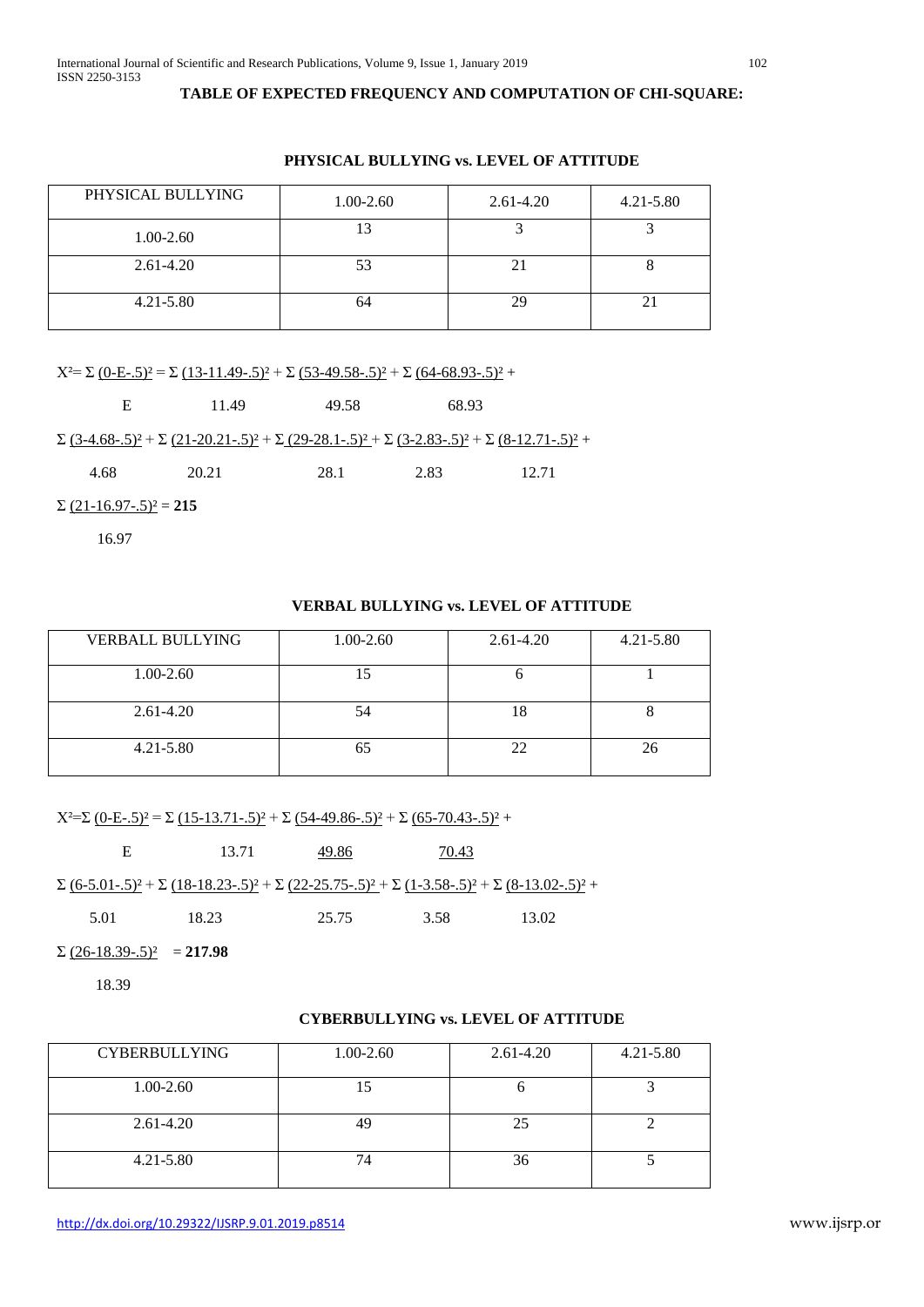**TABLE OF EXPECTED FREQUENCY AND COMPUTATION OF CHI-SQUARE:**

**PHYSICAL BULLYING vs. LEVEL OF ATTITUDE**

| PHYSICAL BULLYING | 1.00-2.60 | 2.61-4.20 | 4.21-5.80 |
|---|---|---|---|
| 1.00-2.60 | 13 | 3 | 3 |
| 2.61-4.20 | 53 | 21 | 8 |
| 4.21-5.80 | 64 | 29 | 21 |

$$X^2 = \Sigma \frac{(0-E-.5)^2}{E} = \Sigma \frac{(13-11.49-.5)^2}{11.49} + \Sigma \frac{(53-49.58-.5)^2}{49.58} + \Sigma \frac{(64-68.93-.5)^2}{68.93} +$$

$$\Sigma \frac{(3-4.68-.5)^2}{4.68} + \Sigma \frac{(21-20.21-.5)^2}{20.21} + \Sigma \frac{(29-28.1-.5)^2}{28.1} + \Sigma \frac{(3-2.83-.5)^2}{2.83} + \Sigma \frac{(8-12.71-.5)^2}{12.71} +$$

$$\Sigma \frac{(21-16.97-.5)^2}{16.97} = \mathbf{215}$$

**VERBAL BULLYING vs. LEVEL OF ATTITUDE**

| VERBALL BULLYING | 1.00-2.60 | 2.61-4.20 | 4.21-5.80 |
|---|---|---|---|
| 1.00-2.60 | 15 | 6 | 1 |
| 2.61-4.20 | 54 | 18 | 8 |
| 4.21-5.80 | 65 | 22 | 26 |

$$X^2 = \Sigma \frac{(0-E-.5)^2}{E} = \Sigma \frac{(15-13.71-.5)^2}{13.71} + \Sigma \frac{(54-49.86-.5)^2}{49.86} + \Sigma \frac{(65-70.43-.5)^2}{70.43} +$$

$$\Sigma \frac{(6-5.01-.5)^2}{5.01} + \Sigma \frac{(18-18.23-.5)^2}{18.23} + \Sigma \frac{(22-25.75-.5)^2}{25.75} + \Sigma \frac{(1-3.58-.5)^2}{3.58} + \Sigma \frac{(8-13.02-.5)^2}{13.02} +$$

$$\Sigma \frac{(26-18.39-.5)^2}{18.39} = \mathbf{217.98}$$

**CYBERBULLYING vs. LEVEL OF ATTITUDE**

| CYBERBULLYING | 1.00-2.60 | 2.61-4.20 | 4.21-5.80 |
|---|---|---|---|
| 1.00-2.60 | 15 | 6 | 3 |
| 2.61-4.20 | 49 | 25 | 2 |
| 4.21-5.80 | 74 | 36 | 5 |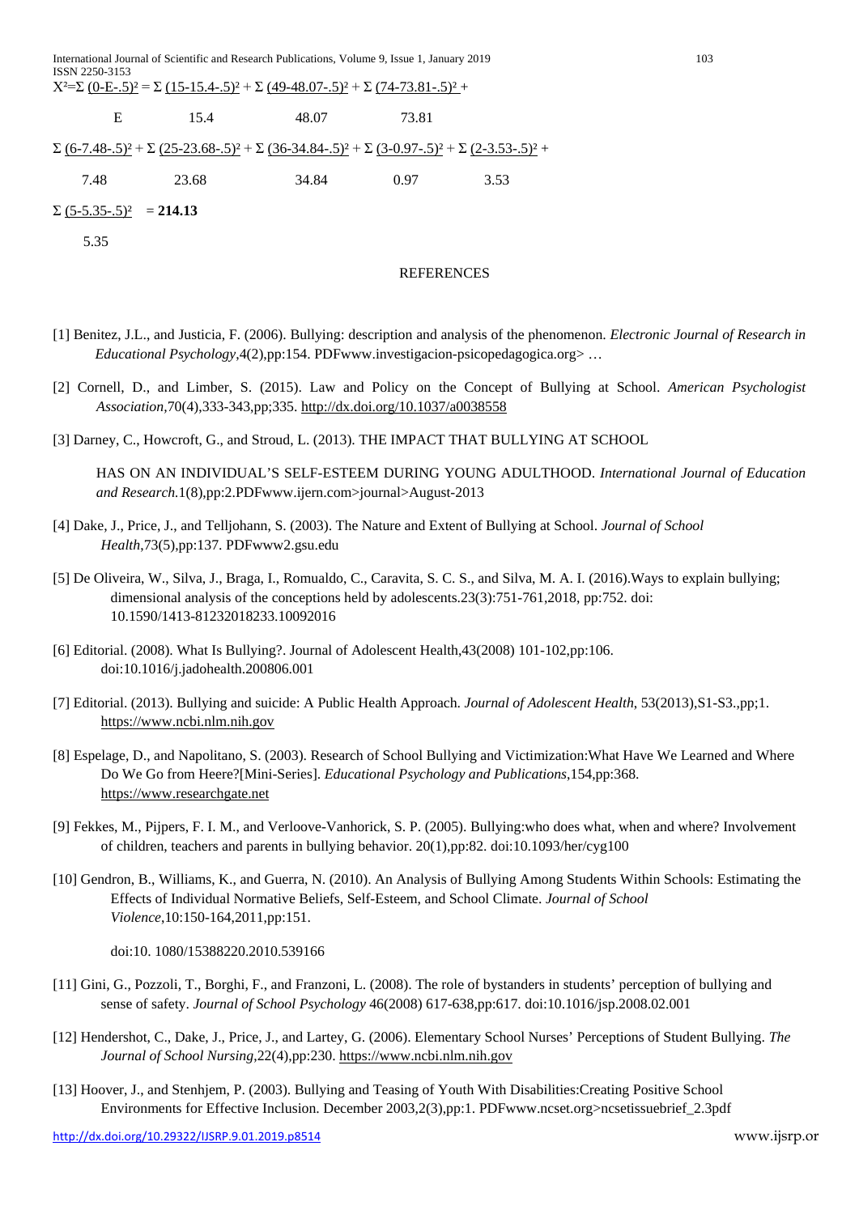$$X^2 = \Sigma \frac{(0-E-.5)^2}{E} = \Sigma \frac{(15-15.4-.5)^2}{15.4} + \Sigma \frac{(49-48.07-.5)^2}{48.07} + \Sigma \frac{(74-73.81-.5)^2}{73.81} +$$

$$\Sigma \frac{(6-7.48-.5)^2}{7.48} + \Sigma \frac{(25-23.68-.5)^2}{23.68} + \Sigma \frac{(36-34.84-.5)^2}{34.84} + \Sigma \frac{(3-0.97-.5)^2}{0.97} + \Sigma \frac{(2-3.53-.5)^2}{3.53} +$$

$$\Sigma \frac{(5-5.35-.5)^2}{5.35} = \mathbf{214.13}$$

## REFERENCES

[1] Benitez, J.L., and Justicia, F. (2006). Bullying: description and analysis of the phenomenon. *Electronic Journal of Research in Educational Psychology*,4(2),pp:154. PDFwww.investigacion-psicopedagogica.org> …

[2] Cornell, D., and Limber, S. (2015). Law and Policy on the Concept of Bullying at School. *American Psychologist Association*,70(4),333-343,pp;335. http://dx.doi.org/10.1037/a0038558

[3] Darney, C., Howcroft, G., and Stroud, L. (2013). THE IMPACT THAT BULLYING AT SCHOOL HAS ON AN INDIVIDUAL'S SELF-ESTEEM DURING YOUNG ADULTHOOD. *International Journal of Education and Research*.1(8),pp:2.PDFwww.ijern.com>journal>August-2013

[4] Dake, J., Price, J., and Telljohann, S. (2003). The Nature and Extent of Bullying at School. *Journal of School Health*,73(5),pp:137. PDFwww2.gsu.edu

[5] De Oliveira, W., Silva, J., Braga, I., Romualdo, C., Caravita, S. C. S., and Silva, M. A. I. (2016).Ways to explain bullying; dimensional analysis of the conceptions held by adolescents.23(3):751-761,2018, pp:752. doi: 10.1590/1413-81232018233.10092016

[6] Editorial. (2008). What Is Bullying?. Journal of Adolescent Health,43(2008) 101-102,pp:106. doi:10.1016/j.jadohealth.200806.001

[7] Editorial. (2013). Bullying and suicide: A Public Health Approach. *Journal of Adolescent Health*, 53(2013),S1-S3.,pp;1. https://www.ncbi.nlm.nih.gov

[8] Espelage, D., and Napolitano, S. (2003). Research of School Bullying and Victimization:What Have We Learned and Where Do We Go from Heere?[Mini-Series]. *Educational Psychology and Publications*,154,pp:368. https://www.researchgate.net

[9] Fekkes, M., Pijpers, F. I. M., and Verloove-Vanhorick, S. P. (2005). Bullying:who does what, when and where? Involvement of children, teachers and parents in bullying behavior. 20(1),pp:82. doi:10.1093/her/cyg100

[10] Gendron, B., Williams, K., and Guerra, N. (2010). An Analysis of Bullying Among Students Within Schools: Estimating the Effects of Individual Normative Beliefs, Self-Esteem, and School Climate. *Journal of School Violence*,10:150-164,2011,pp:151.

doi:10. 1080/15388220.2010.539166

[11] Gini, G., Pozzoli, T., Borghi, F., and Franzoni, L. (2008). The role of bystanders in students' perception of bullying and sense of safety. *Journal of School Psychology* 46(2008) 617-638,pp:617. doi:10.1016/jsp.2008.02.001

[12] Hendershot, C., Dake, J., Price, J., and Lartey, G. (2006). Elementary School Nurses' Perceptions of Student Bullying. *The Journal of School Nursing*,22(4),pp:230. https://www.ncbi.nlm.nih.gov

[13] Hoover, J., and Stenhjem, P. (2003). Bullying and Teasing of Youth With Disabilities:Creating Positive School Environments for Effective Inclusion. December 2003,2(3),pp:1. PDFwww.ncset.org>ncsetissuebrief_2.3pdf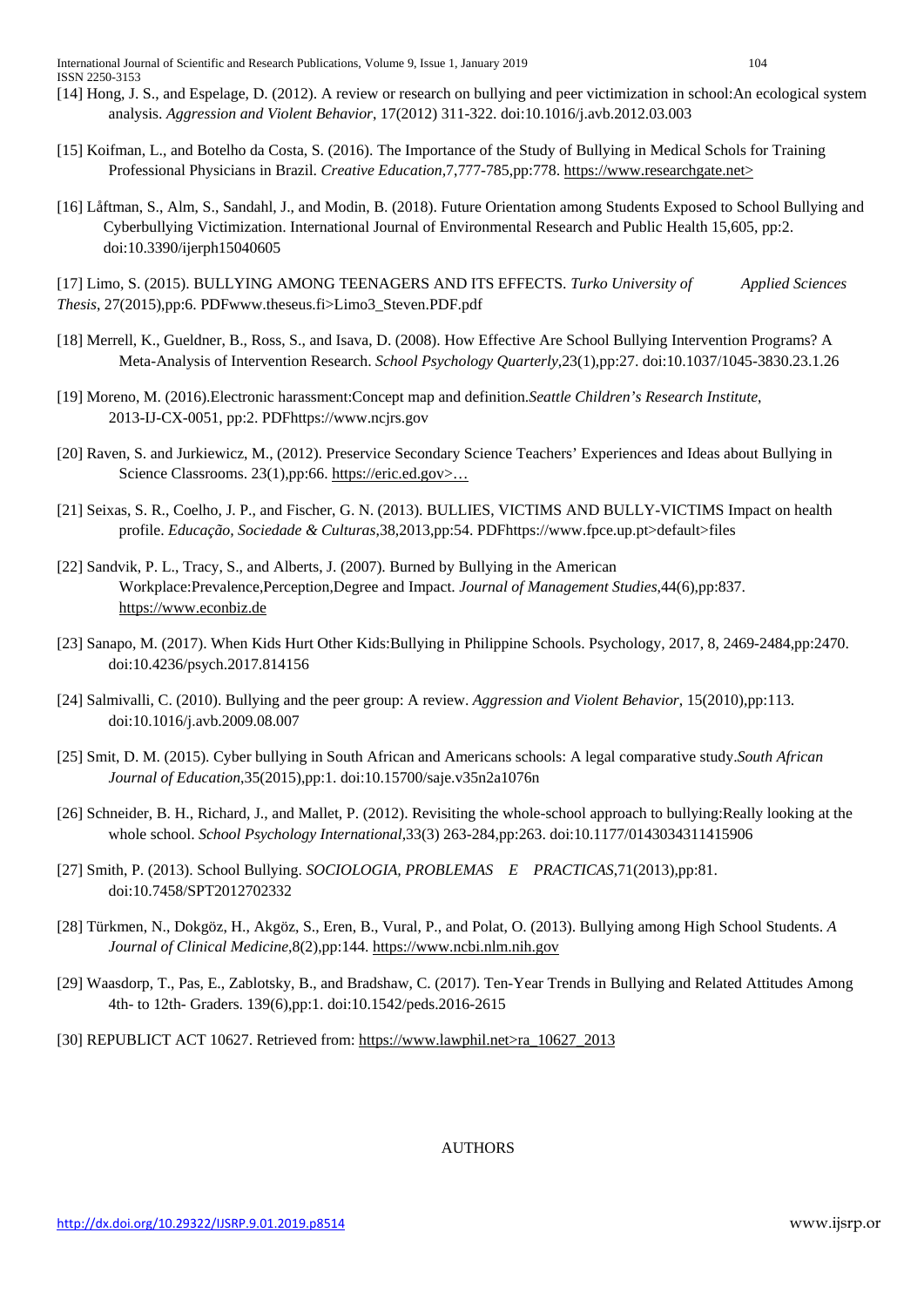[14] Hong, J. S., and Espelage, D. (2012). A review or research on bullying and peer victimization in school:An ecological system analysis. *Aggression and Violent Behavior*, 17(2012) 311-322. doi:10.1016/j.avb.2012.03.003

[15] Koifman, L., and Botelho da Costa, S. (2016). The Importance of the Study of Bullying in Medical Schols for Training Professional Physicians in Brazil. *Creative Education*,7,777-785,pp:778. https://www.researchgate.net>

[16] Låftman, S., Alm, S., Sandahl, J., and Modin, B. (2018). Future Orientation among Students Exposed to School Bullying and Cyberbullying Victimization. International Journal of Environmental Research and Public Health 15,605, pp:2. doi:10.3390/ijerph15040605

[17] Limo, S. (2015). BULLYING AMONG TEENAGERS AND ITS EFFECTS. *Turko University of Applied Sciences Thesis*, 27(2015),pp:6. PDFwww.theseus.fi>Limo3_Steven.PDF.pdf

[18] Merrell, K., Gueldner, B., Ross, S., and Isava, D. (2008). How Effective Are School Bullying Intervention Programs? A Meta-Analysis of Intervention Research. *School Psychology Quarterly*,23(1),pp:27. doi:10.1037/1045-3830.23.1.26

[19] Moreno, M. (2016).Electronic harassment:Concept map and definition.*Seattle Children's Research Institute*, 2013-IJ-CX-0051, pp:2. PDFhttps://www.ncjrs.gov

[20] Raven, S. and Jurkiewicz, M., (2012). Preservice Secondary Science Teachers' Experiences and Ideas about Bullying in Science Classrooms. 23(1),pp:66. https://eric.ed.gov>…

[21] Seixas, S. R., Coelho, J. P., and Fischer, G. N. (2013). BULLIES, VICTIMS AND BULLY-VICTIMS Impact on health profile. *Educação, Sociedade & Culturas*,38,2013,pp:54. PDFhttps://www.fpce.up.pt>default>files

[22] Sandvik, P. L., Tracy, S., and Alberts, J. (2007). Burned by Bullying in the American Workplace:Prevalence,Perception,Degree and Impact. *Journal of Management Studies*,44(6),pp:837. https://www.econbiz.de

[23] Sanapo, M. (2017). When Kids Hurt Other Kids:Bullying in Philippine Schools. Psychology, 2017, 8, 2469-2484,pp:2470. doi:10.4236/psych.2017.814156

[24] Salmivalli, C. (2010). Bullying and the peer group: A review. *Aggression and Violent Behavior*, 15(2010),pp:113. doi:10.1016/j.avb.2009.08.007

[25] Smit, D. M. (2015). Cyber bullying in South African and Americans schools: A legal comparative study.*South African Journal of Education*,35(2015),pp:1. doi:10.15700/saje.v35n2a1076n

[26] Schneider, B. H., Richard, J., and Mallet, P. (2012). Revisiting the whole-school approach to bullying:Really looking at the whole school. *School Psychology International*,33(3) 263-284,pp:263. doi:10.1177/0143034311415906

[27] Smith, P. (2013). School Bullying. *SOCIOLOGIA, PROBLEMAS E PRACTICAS*,71(2013),pp:81. doi:10.7458/SPT2012702332

[28] Türkmen, N., Dokgöz, H., Akgöz, S., Eren, B., Vural, P., and Polat, O. (2013). Bullying among High School Students. *A Journal of Clinical Medicine*,8(2),pp:144. https://www.ncbi.nlm.nih.gov

[29] Waasdorp, T., Pas, E., Zablotsky, B., and Bradshaw, C. (2017). Ten-Year Trends in Bullying and Related Attitudes Among 4th- to 12th- Graders. 139(6),pp:1. doi:10.1542/peds.2016-2615

[30] REPUBLICT ACT 10627. Retrieved from: https://www.lawphil.net>ra_10627_2013

AUTHORS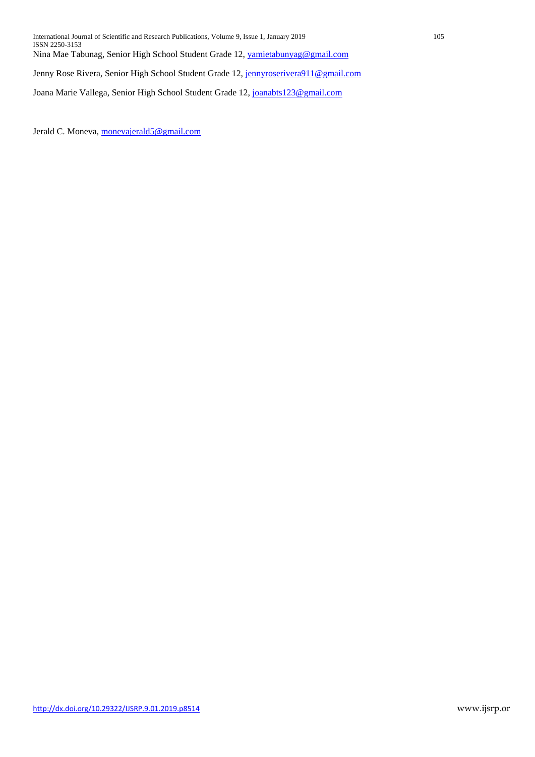Nina Mae Tabunag, Senior High School Student Grade 12, yamietabunyag@gmail.com

Jenny Rose Rivera, Senior High School Student Grade 12, jennyroserivera911@gmail.com

Joana Marie Vallega, Senior High School Student Grade 12, joanabts123@gmail.com

Jerald C. Moneva, monevajerald5@gmail.com